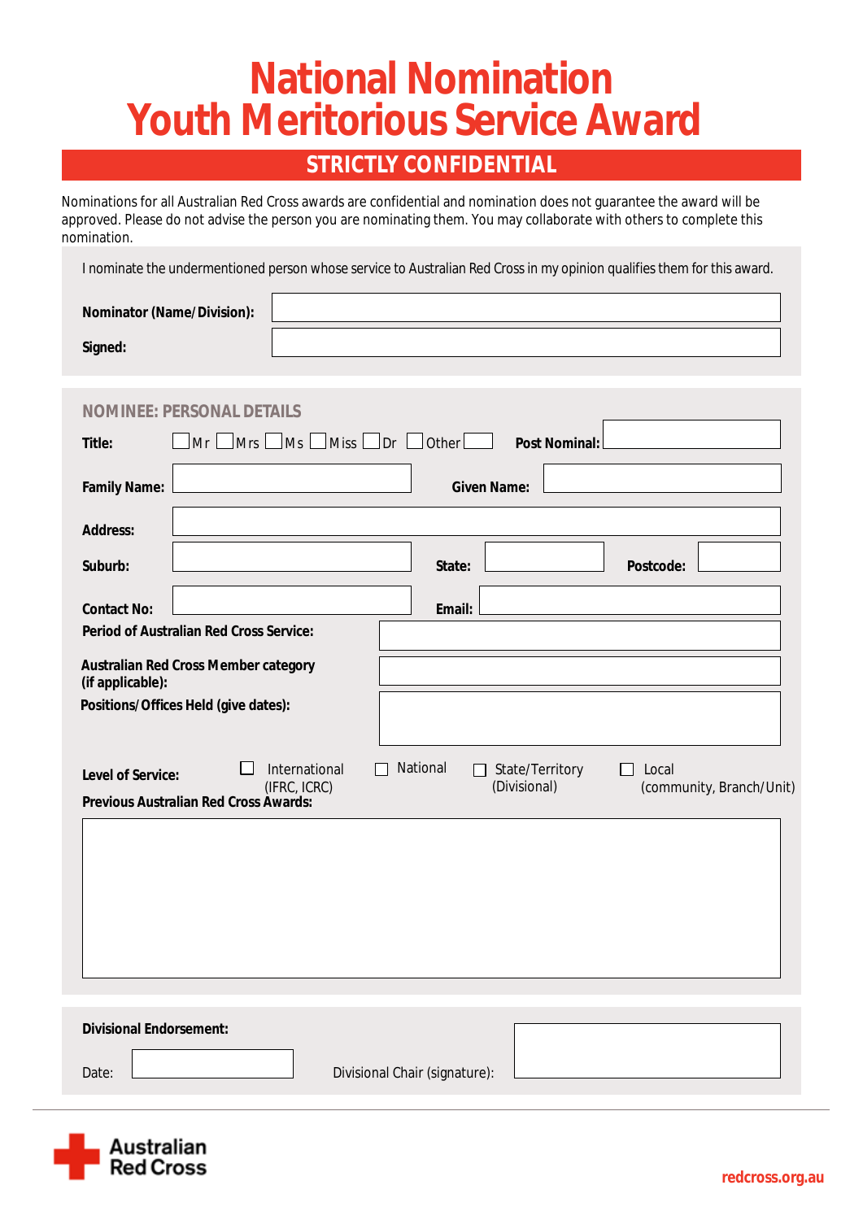# National Nomination
# Youth Meritorious Service Award

## STRICTLY CONFIDENTIAL

Nominations for all Australian Red Cross awards are confidential and nomination does not guarantee the award will be approved. Please do not advise the person you are nominating them. You may collaborate with others to complete this nomination.

I nominate the undermentioned person whose service to Australian Red Cross in my opinion qualifies them for this award.

**Nominator (Name/Division):**

**Signed:**

### NOMINEE: PERSONAL DETAILS

**Title:** ☐ Mr ☐ Mrs ☐ Ms ☐ Miss ☐ Dr ☐ Other ____ **Post Nominal:**

**Family Name:** **Given Name:**

**Address:**

**Suburb:** **State:** **Postcode:**

**Contact No:** **Email:**

**Period of Australian Red Cross Service:**

**Australian Red Cross Member category (if applicable):**

**Positions/Offices Held (give dates):**

**Level of Service:** ☐ International (IFRC, ICRC) ☐ National ☐ State/Territory (Divisional) ☐ Local (community, Branch/Unit)

**Previous Australian Red Cross Awards:**

**Divisional Endorsement:**

Date: Divisional Chair (signature):

Australian Red Cross

redcross.org.au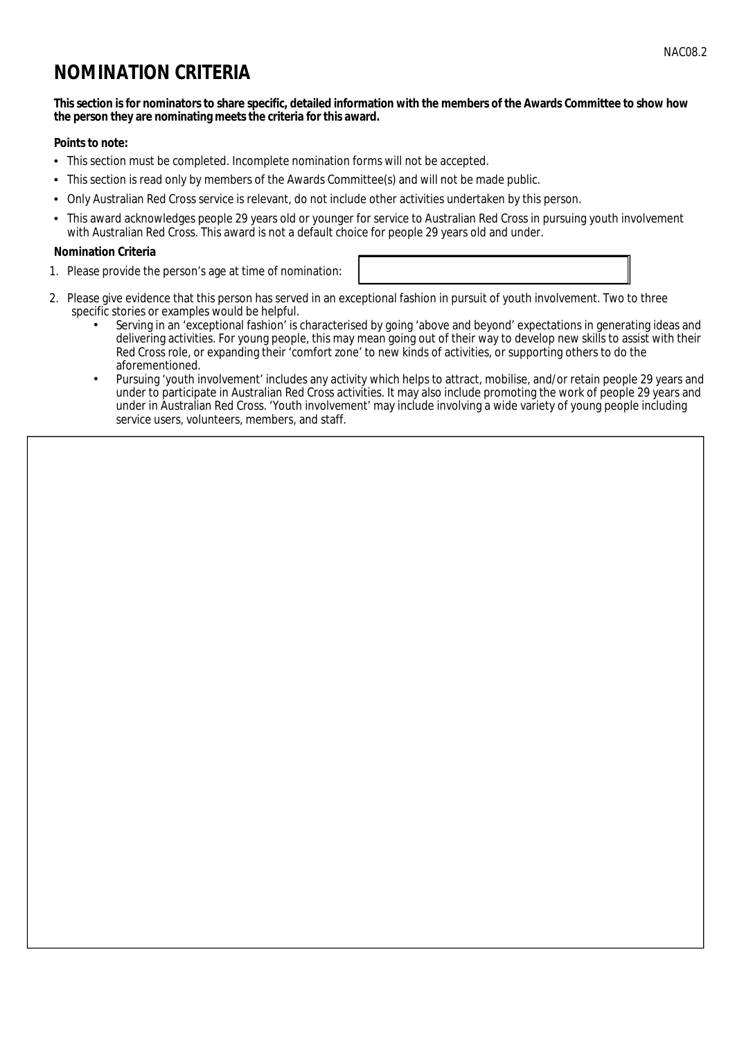NAC08.2

# NOMINATION CRITERIA

**This section is for nominators to share specific, detailed information with the members of the Awards Committee to show how the person they are nominating meets the criteria for this award.**

**Points to note:**

- This section must be completed. Incomplete nomination forms will not be accepted.
- This section is read only by members of the Awards Committee(s) and will not be made public.
- Only Australian Red Cross service is relevant, do not include other activities undertaken by this person.
- This award acknowledges people 29 years old or younger for service to Australian Red Cross in pursuing youth involvement with Australian Red Cross. This award is not a default choice for people 29 years old and under.

**Nomination Criteria**

1. Please provide the person's age at time of nomination:
2. Please give evidence that this person has served in an exceptional fashion in pursuit of youth involvement. Two to three specific stories or examples would be helpful.
   - Serving in an 'exceptional fashion' is characterised by going 'above and beyond' expectations in generating ideas and delivering activities. For young people, this may mean going out of their way to develop new skills to assist with their Red Cross role, or expanding their 'comfort zone' to new kinds of activities, or supporting others to do the aforementioned.
   - Pursuing 'youth involvement' includes any activity which helps to attract, mobilise, and/or retain people 29 years and under to participate in Australian Red Cross activities. It may also include promoting the work of people 29 years and under in Australian Red Cross. 'Youth involvement' may include involving a wide variety of young people including service users, volunteers, members, and staff.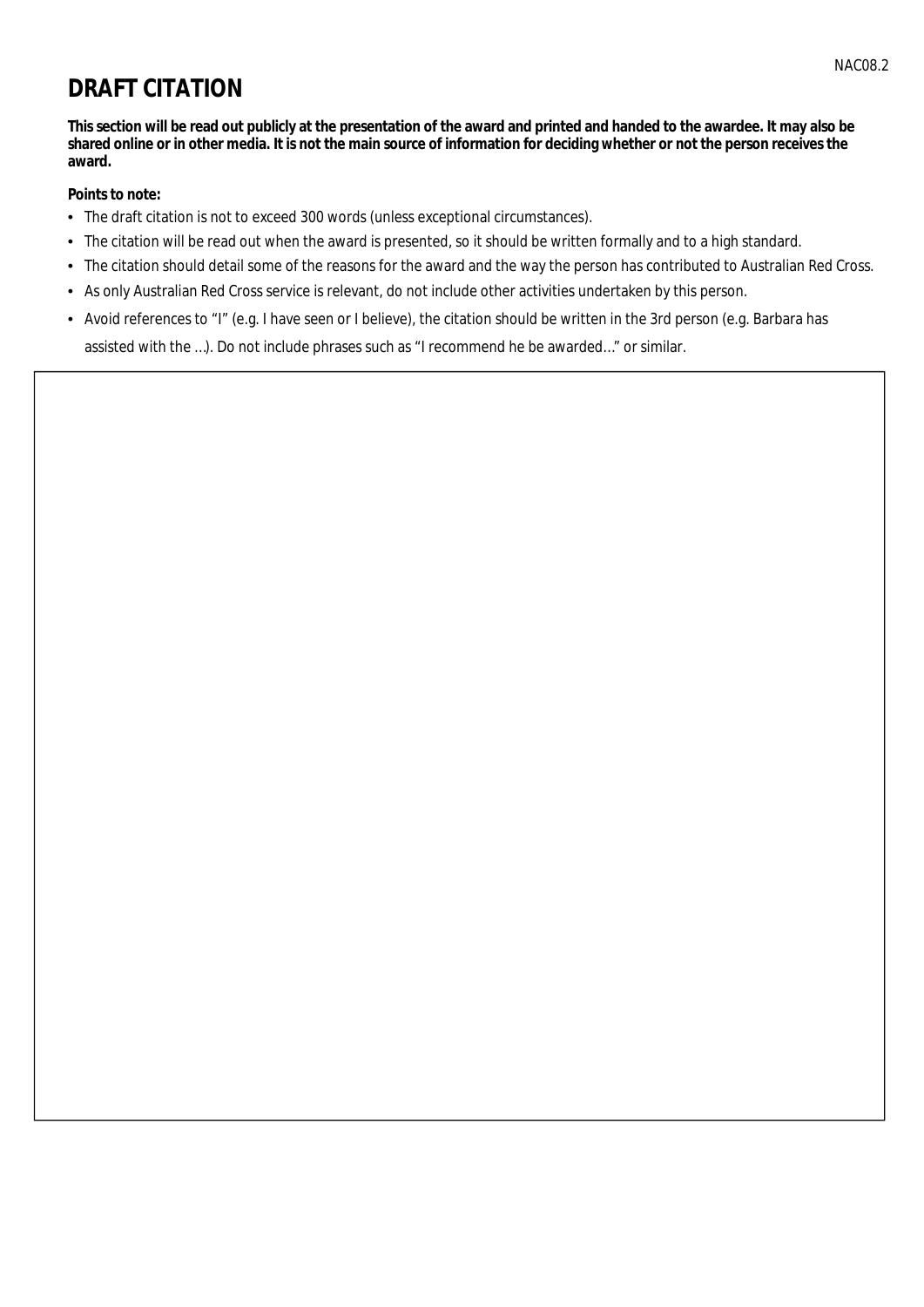# DRAFT CITATION

**This section will be read out publicly at the presentation of the award and printed and handed to the awardee. It may also be shared online or in other media. It is not the main source of information for deciding whether or not the person receives the award.**

**Points to note:**

- The draft citation is not to exceed 300 words (unless exceptional circumstances).
- The citation will be read out when the award is presented, so it should be written formally and to a high standard.
- The citation should detail some of the reasons for the award and the way the person has contributed to Australian Red Cross.
- As only Australian Red Cross service is relevant, do not include other activities undertaken by this person.
- Avoid references to "I" (e.g. I have seen or I believe), the citation should be written in the 3rd person (e.g. Barbara has assisted with the …). Do not include phrases such as "I recommend he be awarded…" or similar.